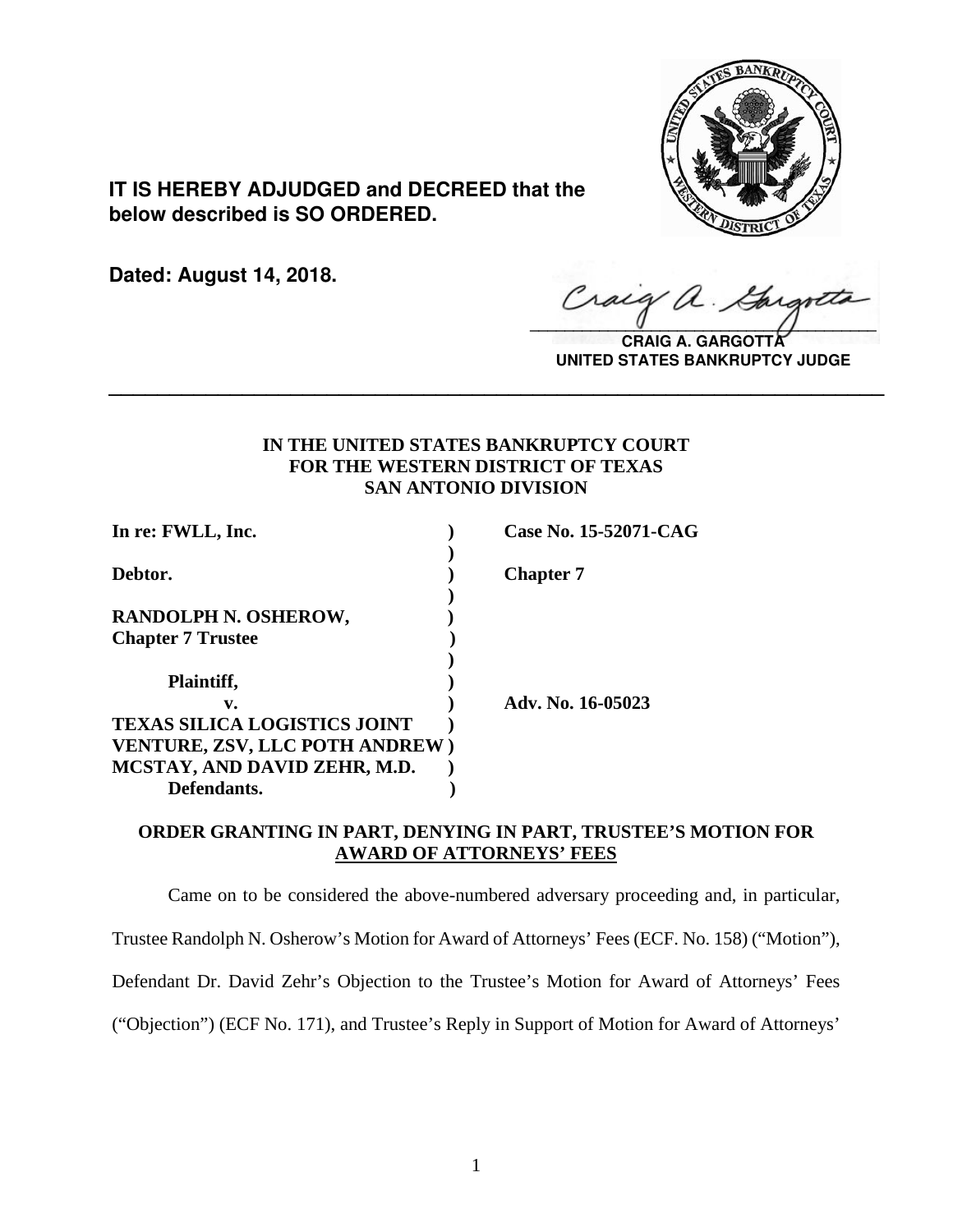**IT IS HEREBY ADJUDGED and DECREED that the below described is SO ORDERED.**

**Dated: August 14, 2018.**

**CRAIG A. GARGOTTA**
**UNITED STATES BANKRUPTCY JUDGE**

---

**IN THE UNITED STATES BANKRUPTCY COURT**
**FOR THE WESTERN DISTRICT OF TEXAS**
**SAN ANTONIO DIVISION**

| | | |
|---|---|---|
| **In re: FWLL, Inc.** | **)** | **Case No. 15-52071-CAG** |
| | **)** | |
| **Debtor.** | **)** | **Chapter 7** |
| | **)** | |
| **RANDOLPH N. OSHEROW,** | **)** | |
| **Chapter 7 Trustee** | **)** | |
| | **)** | |
| **Plaintiff,** | **)** | |
| **v.** | **)** | **Adv. No. 16-05023** |
| **TEXAS SILICA LOGISTICS JOINT** | **)** | |
| **VENTURE, ZSV, LLC POTH ANDREW** | **)** | |
| **MCSTAY, AND DAVID ZEHR, M.D.** | **)** | |
| **Defendants.** | **)** | |

**ORDER GRANTING IN PART, DENYING IN PART, TRUSTEE'S MOTION FOR AWARD OF ATTORNEYS' FEES**

Came on to be considered the above-numbered adversary proceeding and, in particular, Trustee Randolph N. Osherow's Motion for Award of Attorneys' Fees (ECF. No. 158) ("Motion"), Defendant Dr. David Zehr's Objection to the Trustee's Motion for Award of Attorneys' Fees ("Objection") (ECF No. 171), and Trustee's Reply in Support of Motion for Award of Attorneys'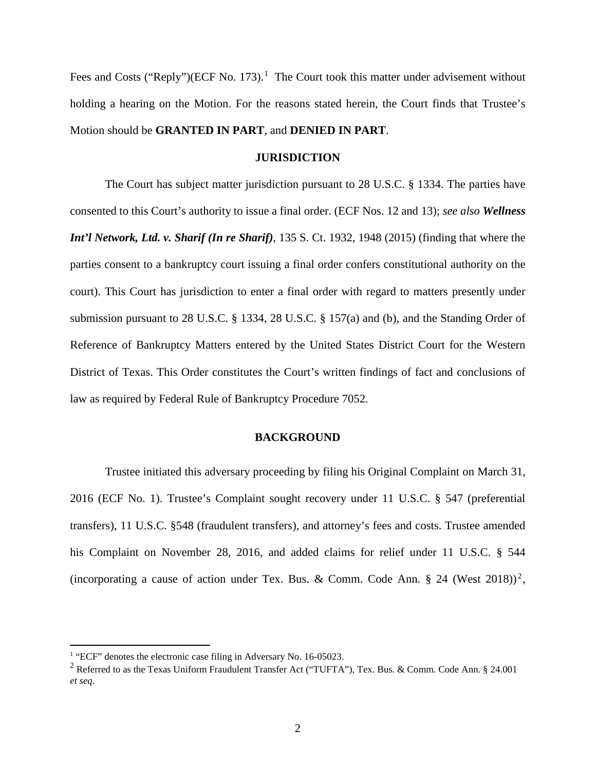Fees and Costs ("Reply")(ECF No. 173).[1] The Court took this matter under advisement without holding a hearing on the Motion. For the reasons stated herein, the Court finds that Trustee's Motion should be **GRANTED IN PART**, and **DENIED IN PART**.

## JURISDICTION

The Court has subject matter jurisdiction pursuant to 28 U.S.C. § 1334. The parties have consented to this Court's authority to issue a final order. (ECF Nos. 12 and 13); *see also* ***Wellness Int'l Network, Ltd. v. Sharif (In re Sharif)***, 135 S. Ct. 1932, 1948 (2015) (finding that where the parties consent to a bankruptcy court issuing a final order confers constitutional authority on the court). This Court has jurisdiction to enter a final order with regard to matters presently under submission pursuant to 28 U.S.C. § 1334, 28 U.S.C. § 157(a) and (b), and the Standing Order of Reference of Bankruptcy Matters entered by the United States District Court for the Western District of Texas. This Order constitutes the Court's written findings of fact and conclusions of law as required by Federal Rule of Bankruptcy Procedure 7052.

## BACKGROUND

Trustee initiated this adversary proceeding by filing his Original Complaint on March 31, 2016 (ECF No. 1). Trustee's Complaint sought recovery under 11 U.S.C. § 547 (preferential transfers), 11 U.S.C. §548 (fraudulent transfers), and attorney's fees and costs. Trustee amended his Complaint on November 28, 2016, and added claims for relief under 11 U.S.C. § 544 (incorporating a cause of action under Tex. Bus. & Comm. Code Ann. § 24 (West 2018))[2],

---

[1] "ECF" denotes the electronic case filing in Adversary No. 16-05023.

[2] Referred to as the Texas Uniform Fraudulent Transfer Act ("TUFTA"), Tex. Bus. & Comm. Code Ann. § 24.001 *et seq*.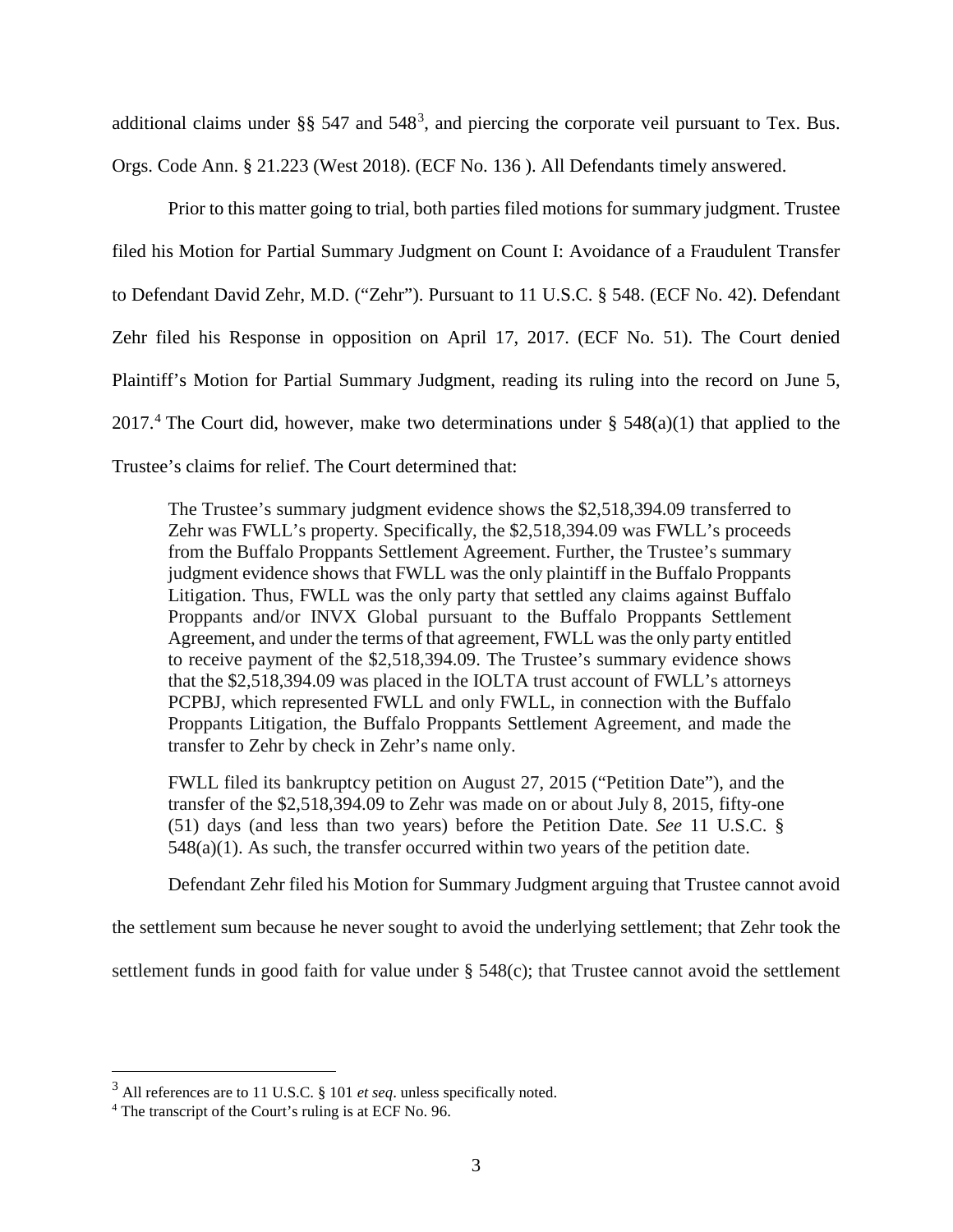additional claims under §§ 547 and 548[3], and piercing the corporate veil pursuant to Tex. Bus. Orgs. Code Ann. § 21.223 (West 2018). (ECF No. 136 ). All Defendants timely answered.

Prior to this matter going to trial, both parties filed motions for summary judgment. Trustee filed his Motion for Partial Summary Judgment on Count I: Avoidance of a Fraudulent Transfer to Defendant David Zehr, M.D. ("Zehr"). Pursuant to 11 U.S.C. § 548. (ECF No. 42). Defendant Zehr filed his Response in opposition on April 17, 2017. (ECF No. 51). The Court denied Plaintiff's Motion for Partial Summary Judgment, reading its ruling into the record on June 5, 2017.[4] The Court did, however, make two determinations under § 548(a)(1) that applied to the Trustee's claims for relief. The Court determined that:

> The Trustee's summary judgment evidence shows the $2,518,394.09 transferred to Zehr was FWLL's property. Specifically, the $2,518,394.09 was FWLL's proceeds from the Buffalo Proppants Settlement Agreement. Further, the Trustee's summary judgment evidence shows that FWLL was the only plaintiff in the Buffalo Proppants Litigation. Thus, FWLL was the only party that settled any claims against Buffalo Proppants and/or INVX Global pursuant to the Buffalo Proppants Settlement Agreement, and under the terms of that agreement, FWLL was the only party entitled to receive payment of the $2,518,394.09. The Trustee's summary evidence shows that the $2,518,394.09 was placed in the IOLTA trust account of FWLL's attorneys PCPBJ, which represented FWLL and only FWLL, in connection with the Buffalo Proppants Litigation, the Buffalo Proppants Settlement Agreement, and made the transfer to Zehr by check in Zehr's name only.
>
> FWLL filed its bankruptcy petition on August 27, 2015 ("Petition Date"), and the transfer of the $2,518,394.09 to Zehr was made on or about July 8, 2015, fifty-one (51) days (and less than two years) before the Petition Date. *See* 11 U.S.C. § 548(a)(1). As such, the transfer occurred within two years of the petition date.

Defendant Zehr filed his Motion for Summary Judgment arguing that Trustee cannot avoid the settlement sum because he never sought to avoid the underlying settlement; that Zehr took the settlement funds in good faith for value under § 548(c); that Trustee cannot avoid the settlement

---

[3] All references are to 11 U.S.C. § 101 *et seq*. unless specifically noted.

[4] The transcript of the Court's ruling is at ECF No. 96.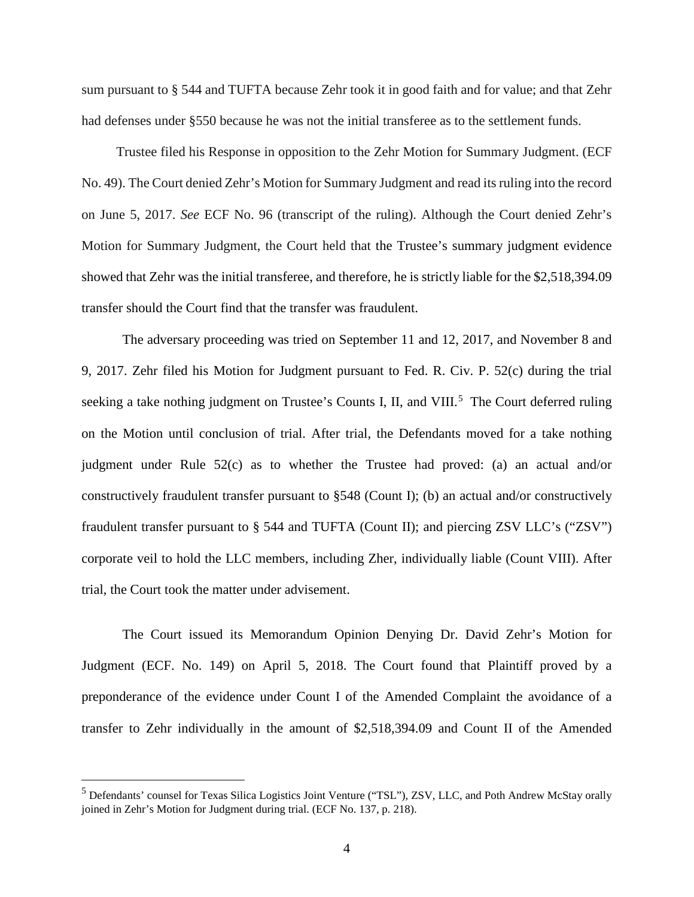sum pursuant to § 544 and TUFTA because Zehr took it in good faith and for value; and that Zehr had defenses under §550 because he was not the initial transferee as to the settlement funds.

Trustee filed his Response in opposition to the Zehr Motion for Summary Judgment. (ECF No. 49). The Court denied Zehr's Motion for Summary Judgment and read its ruling into the record on June 5, 2017. *See* ECF No. 96 (transcript of the ruling). Although the Court denied Zehr's Motion for Summary Judgment, the Court held that the Trustee's summary judgment evidence showed that Zehr was the initial transferee, and therefore, he is strictly liable for the $2,518,394.09 transfer should the Court find that the transfer was fraudulent.

The adversary proceeding was tried on September 11 and 12, 2017, and November 8 and 9, 2017. Zehr filed his Motion for Judgment pursuant to Fed. R. Civ. P. 52(c) during the trial seeking a take nothing judgment on Trustee's Counts I, II, and VIII.[5] The Court deferred ruling on the Motion until conclusion of trial. After trial, the Defendants moved for a take nothing judgment under Rule 52(c) as to whether the Trustee had proved: (a) an actual and/or constructively fraudulent transfer pursuant to §548 (Count I); (b) an actual and/or constructively fraudulent transfer pursuant to § 544 and TUFTA (Count II); and piercing ZSV LLC's ("ZSV") corporate veil to hold the LLC members, including Zher, individually liable (Count VIII). After trial, the Court took the matter under advisement.

The Court issued its Memorandum Opinion Denying Dr. David Zehr's Motion for Judgment (ECF. No. 149) on April 5, 2018. The Court found that Plaintiff proved by a preponderance of the evidence under Count I of the Amended Complaint the avoidance of a transfer to Zehr individually in the amount of $2,518,394.09 and Count II of the Amended

[5] Defendants' counsel for Texas Silica Logistics Joint Venture ("TSL"), ZSV, LLC, and Poth Andrew McStay orally joined in Zehr's Motion for Judgment during trial. (ECF No. 137, p. 218).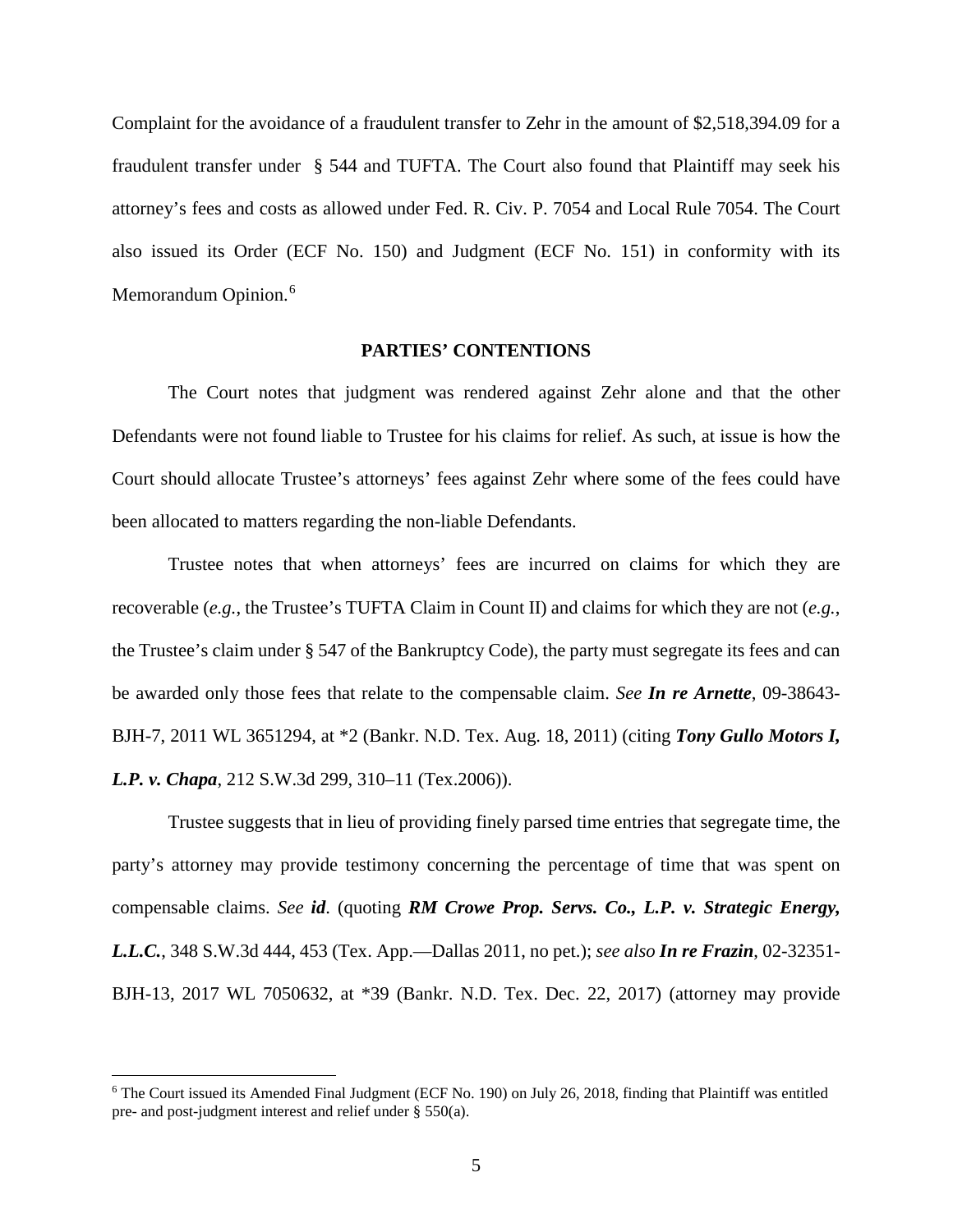Complaint for the avoidance of a fraudulent transfer to Zehr in the amount of $2,518,394.09 for a fraudulent transfer under § 544 and TUFTA. The Court also found that Plaintiff may seek his attorney's fees and costs as allowed under Fed. R. Civ. P. 7054 and Local Rule 7054. The Court also issued its Order (ECF No. 150) and Judgment (ECF No. 151) in conformity with its Memorandum Opinion.[6]

**PARTIES' CONTENTIONS**

The Court notes that judgment was rendered against Zehr alone and that the other Defendants were not found liable to Trustee for his claims for relief. As such, at issue is how the Court should allocate Trustee's attorneys' fees against Zehr where some of the fees could have been allocated to matters regarding the non-liable Defendants.

Trustee notes that when attorneys' fees are incurred on claims for which they are recoverable (*e.g.*, the Trustee's TUFTA Claim in Count II) and claims for which they are not (*e.g.*, the Trustee's claim under § 547 of the Bankruptcy Code), the party must segregate its fees and can be awarded only those fees that relate to the compensable claim. *See* ***In re Arnette***, 09-38643-BJH-7, 2011 WL 3651294, at *2 (Bankr. N.D. Tex. Aug. 18, 2011) (citing ***Tony Gullo Motors I, L.P. v. Chapa***, 212 S.W.3d 299, 310–11 (Tex.2006)).

Trustee suggests that in lieu of providing finely parsed time entries that segregate time, the party's attorney may provide testimony concerning the percentage of time that was spent on compensable claims. *See* ***id***. (quoting ***RM Crowe Prop. Servs. Co., L.P. v. Strategic Energy, L.L.C.***, 348 S.W.3d 444, 453 (Tex. App.—Dallas 2011, no pet.); *see also* ***In re Frazin***, 02-32351-BJH-13, 2017 WL 7050632, at *39 (Bankr. N.D. Tex. Dec. 22, 2017) (attorney may provide

---

[6] The Court issued its Amended Final Judgment (ECF No. 190) on July 26, 2018, finding that Plaintiff was entitled pre- and post-judgment interest and relief under § 550(a).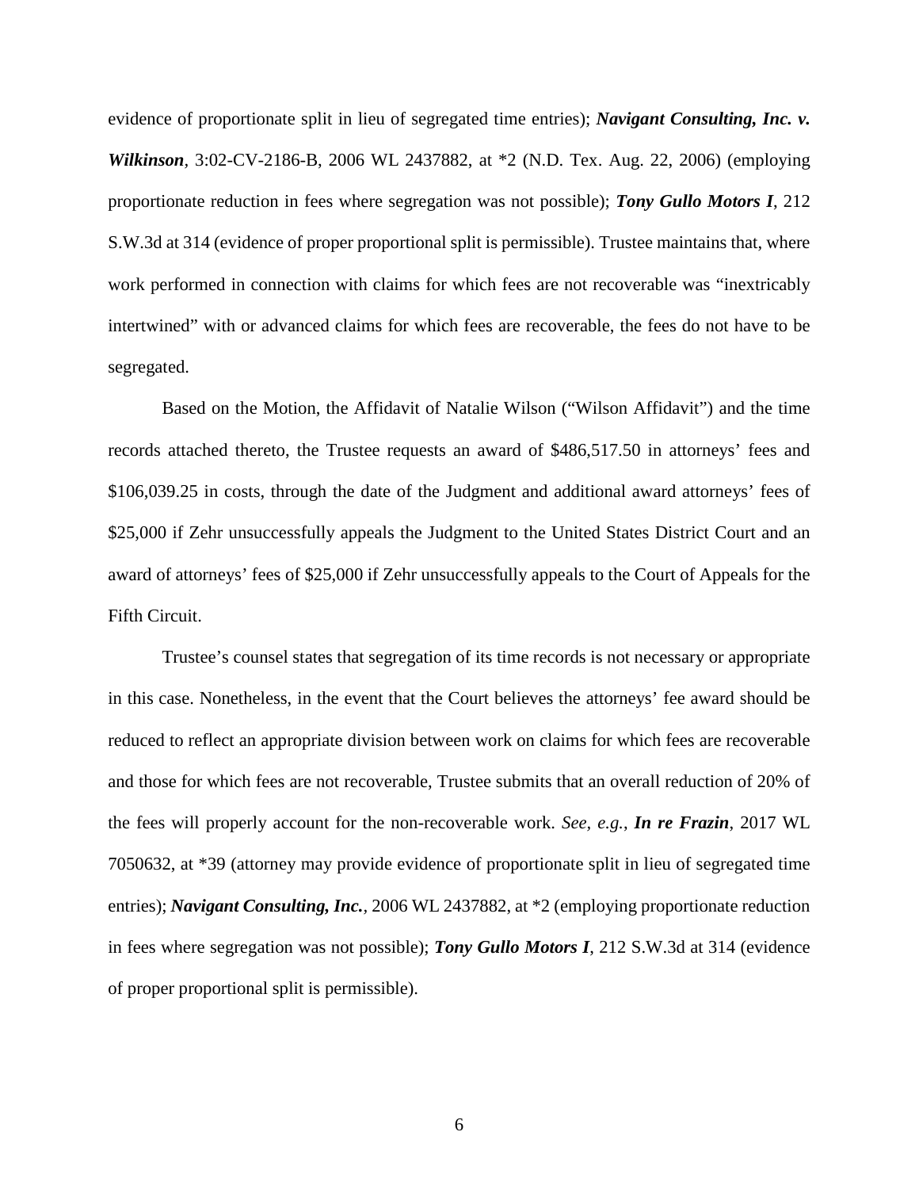evidence of proportionate split in lieu of segregated time entries); ***Navigant Consulting, Inc. v. Wilkinson***, 3:02-CV-2186-B, 2006 WL 2437882, at *2 (N.D. Tex. Aug. 22, 2006) (employing proportionate reduction in fees where segregation was not possible); ***Tony Gullo Motors I***, 212 S.W.3d at 314 (evidence of proper proportional split is permissible). Trustee maintains that, where work performed in connection with claims for which fees are not recoverable was "inextricably intertwined" with or advanced claims for which fees are recoverable, the fees do not have to be segregated.

Based on the Motion, the Affidavit of Natalie Wilson ("Wilson Affidavit") and the time records attached thereto, the Trustee requests an award of $486,517.50 in attorneys' fees and $106,039.25 in costs, through the date of the Judgment and additional award attorneys' fees of $25,000 if Zehr unsuccessfully appeals the Judgment to the United States District Court and an award of attorneys' fees of $25,000 if Zehr unsuccessfully appeals to the Court of Appeals for the Fifth Circuit.

Trustee's counsel states that segregation of its time records is not necessary or appropriate in this case. Nonetheless, in the event that the Court believes the attorneys' fee award should be reduced to reflect an appropriate division between work on claims for which fees are recoverable and those for which fees are not recoverable, Trustee submits that an overall reduction of 20% of the fees will properly account for the non-recoverable work. *See, e.g.*, ***In re Frazin***, 2017 WL 7050632, at *39 (attorney may provide evidence of proportionate split in lieu of segregated time entries); ***Navigant Consulting, Inc.***, 2006 WL 2437882, at *2 (employing proportionate reduction in fees where segregation was not possible); ***Tony Gullo Motors I***, 212 S.W.3d at 314 (evidence of proper proportional split is permissible).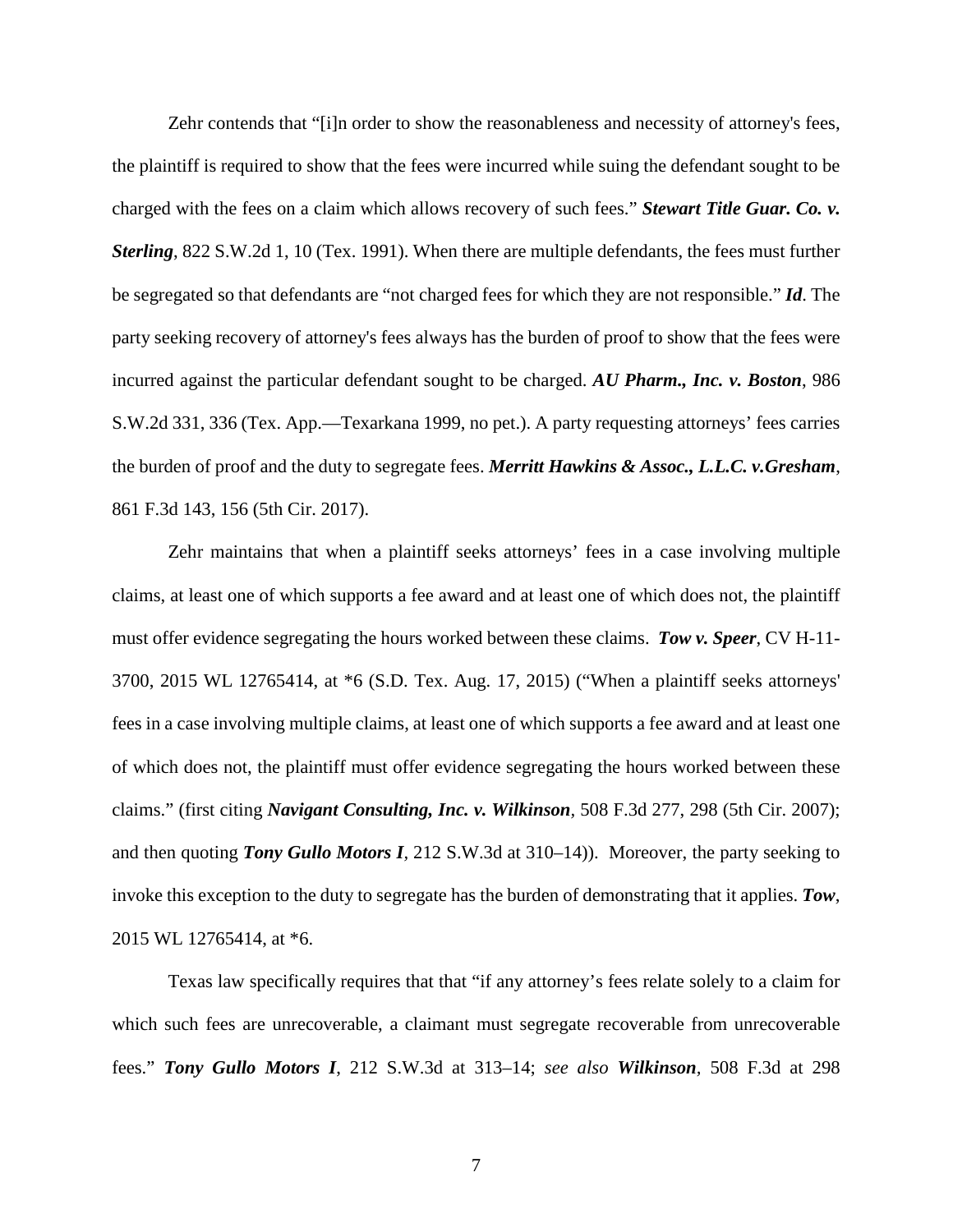Zehr contends that "[i]n order to show the reasonableness and necessity of attorney's fees, the plaintiff is required to show that the fees were incurred while suing the defendant sought to be charged with the fees on a claim which allows recovery of such fees." ***Stewart Title Guar. Co. v. Sterling***, 822 S.W.2d 1, 10 (Tex. 1991). When there are multiple defendants, the fees must further be segregated so that defendants are "not charged fees for which they are not responsible." ***Id***. The party seeking recovery of attorney's fees always has the burden of proof to show that the fees were incurred against the particular defendant sought to be charged. ***AU Pharm., Inc. v. Boston***, 986 S.W.2d 331, 336 (Tex. App.—Texarkana 1999, no pet.). A party requesting attorneys' fees carries the burden of proof and the duty to segregate fees. ***Merritt Hawkins & Assoc., L.L.C. v.Gresham***, 861 F.3d 143, 156 (5th Cir. 2017).

Zehr maintains that when a plaintiff seeks attorneys' fees in a case involving multiple claims, at least one of which supports a fee award and at least one of which does not, the plaintiff must offer evidence segregating the hours worked between these claims. ***Tow v. Speer***, CV H-11-3700, 2015 WL 12765414, at *6 (S.D. Tex. Aug. 17, 2015) ("When a plaintiff seeks attorneys' fees in a case involving multiple claims, at least one of which supports a fee award and at least one of which does not, the plaintiff must offer evidence segregating the hours worked between these claims." (first citing ***Navigant Consulting, Inc. v. Wilkinson***, 508 F.3d 277, 298 (5th Cir. 2007); and then quoting ***Tony Gullo Motors I***, 212 S.W.3d at 310–14)). Moreover, the party seeking to invoke this exception to the duty to segregate has the burden of demonstrating that it applies. ***Tow***, 2015 WL 12765414, at *6.

Texas law specifically requires that that "if any attorney's fees relate solely to a claim for which such fees are unrecoverable, a claimant must segregate recoverable from unrecoverable fees." ***Tony Gullo Motors I***, 212 S.W.3d at 313–14; *see also* ***Wilkinson***, 508 F.3d at 298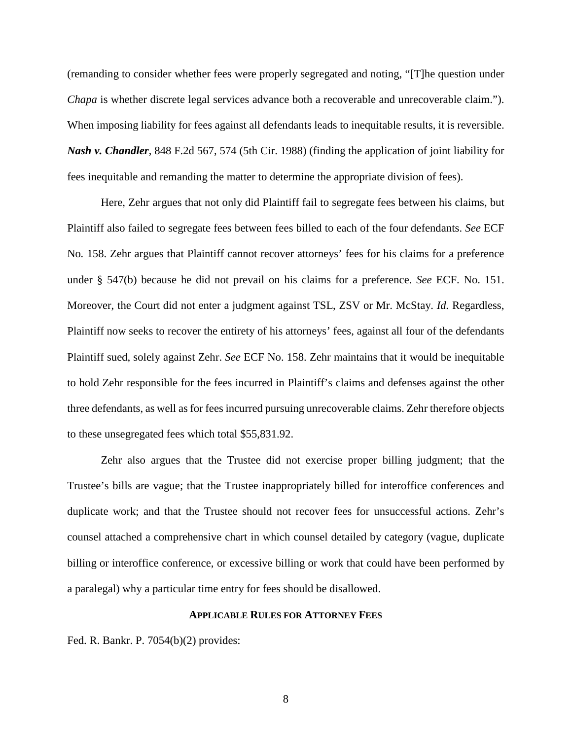(remanding to consider whether fees were properly segregated and noting, "[T]he question under *Chapa* is whether discrete legal services advance both a recoverable and unrecoverable claim."). When imposing liability for fees against all defendants leads to inequitable results, it is reversible. ***Nash v. Chandler***, 848 F.2d 567, 574 (5th Cir. 1988) (finding the application of joint liability for fees inequitable and remanding the matter to determine the appropriate division of fees).

Here, Zehr argues that not only did Plaintiff fail to segregate fees between his claims, but Plaintiff also failed to segregate fees between fees billed to each of the four defendants. *See* ECF No. 158. Zehr argues that Plaintiff cannot recover attorneys' fees for his claims for a preference under § 547(b) because he did not prevail on his claims for a preference. *See* ECF. No. 151. Moreover, the Court did not enter a judgment against TSL, ZSV or Mr. McStay. *Id.* Regardless, Plaintiff now seeks to recover the entirety of his attorneys' fees, against all four of the defendants Plaintiff sued, solely against Zehr. *See* ECF No. 158. Zehr maintains that it would be inequitable to hold Zehr responsible for the fees incurred in Plaintiff's claims and defenses against the other three defendants, as well as for fees incurred pursuing unrecoverable claims. Zehr therefore objects to these unsegregated fees which total $55,831.92.

Zehr also argues that the Trustee did not exercise proper billing judgment; that the Trustee's bills are vague; that the Trustee inappropriately billed for interoffice conferences and duplicate work; and that the Trustee should not recover fees for unsuccessful actions. Zehr's counsel attached a comprehensive chart in which counsel detailed by category (vague, duplicate billing or interoffice conference, or excessive billing or work that could have been performed by a paralegal) why a particular time entry for fees should be disallowed.

## APPLICABLE RULES FOR ATTORNEY FEES

Fed. R. Bankr. P. 7054(b)(2) provides: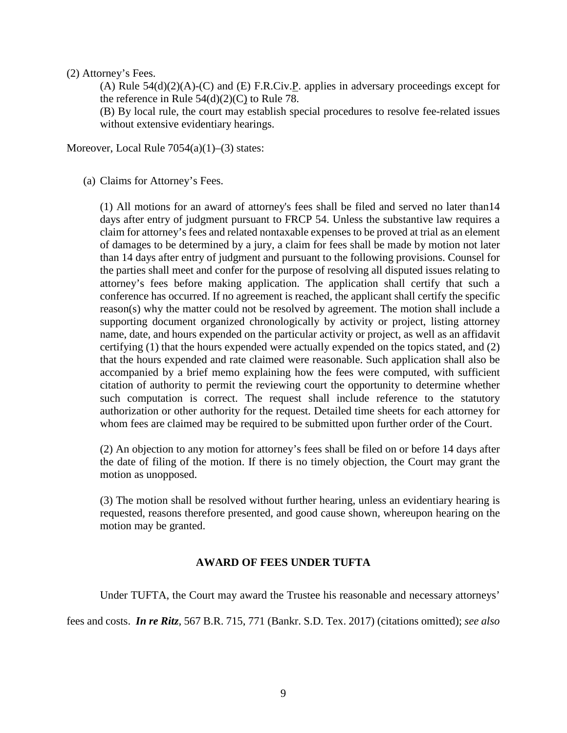(2) Attorney's Fees.

(A) Rule 54(d)(2)(A)-(C) and (E) F.R.Civ.P. applies in adversary proceedings except for the reference in Rule 54(d)(2)(C) to Rule 78.

(B) By local rule, the court may establish special procedures to resolve fee-related issues without extensive evidentiary hearings.

Moreover, Local Rule 7054(a)(1)–(3) states:

(a) Claims for Attorney's Fees.

(1) All motions for an award of attorney's fees shall be filed and served no later than14 days after entry of judgment pursuant to FRCP 54. Unless the substantive law requires a claim for attorney's fees and related nontaxable expenses to be proved at trial as an element of damages to be determined by a jury, a claim for fees shall be made by motion not later than 14 days after entry of judgment and pursuant to the following provisions. Counsel for the parties shall meet and confer for the purpose of resolving all disputed issues relating to attorney's fees before making application. The application shall certify that such a conference has occurred. If no agreement is reached, the applicant shall certify the specific reason(s) why the matter could not be resolved by agreement. The motion shall include a supporting document organized chronologically by activity or project, listing attorney name, date, and hours expended on the particular activity or project, as well as an affidavit certifying (1) that the hours expended were actually expended on the topics stated, and (2) that the hours expended and rate claimed were reasonable. Such application shall also be accompanied by a brief memo explaining how the fees were computed, with sufficient citation of authority to permit the reviewing court the opportunity to determine whether such computation is correct. The request shall include reference to the statutory authorization or other authority for the request. Detailed time sheets for each attorney for whom fees are claimed may be required to be submitted upon further order of the Court.

(2) An objection to any motion for attorney's fees shall be filed on or before 14 days after the date of filing of the motion. If there is no timely objection, the Court may grant the motion as unopposed.

(3) The motion shall be resolved without further hearing, unless an evidentiary hearing is requested, reasons therefore presented, and good cause shown, whereupon hearing on the motion may be granted.

## AWARD OF FEES UNDER TUFTA

Under TUFTA, the Court may award the Trustee his reasonable and necessary attorneys' fees and costs. ***In re Ritz***, 567 B.R. 715, 771 (Bankr. S.D. Tex. 2017) (citations omitted); *see also*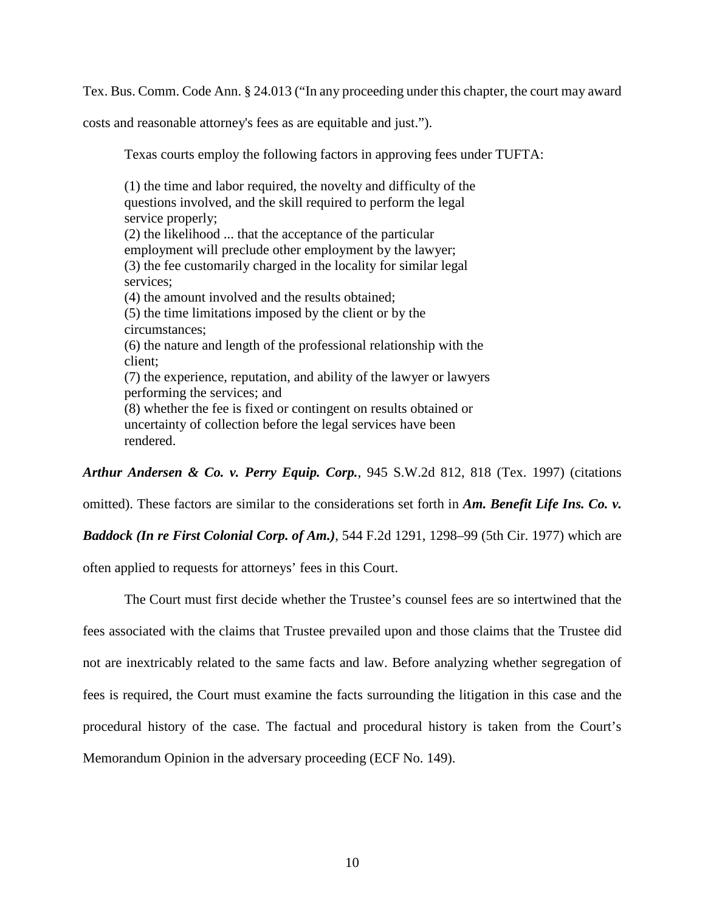Tex. Bus. Comm. Code Ann. § 24.013 ("In any proceeding under this chapter, the court may award costs and reasonable attorney's fees as are equitable and just.").

Texas courts employ the following factors in approving fees under TUFTA:

> (1) the time and labor required, the novelty and difficulty of the questions involved, and the skill required to perform the legal service properly;
> (2) the likelihood ... that the acceptance of the particular employment will preclude other employment by the lawyer;
> (3) the fee customarily charged in the locality for similar legal services;
> (4) the amount involved and the results obtained;
> (5) the time limitations imposed by the client or by the circumstances;
> (6) the nature and length of the professional relationship with the client;
> (7) the experience, reputation, and ability of the lawyer or lawyers performing the services; and
> (8) whether the fee is fixed or contingent on results obtained or uncertainty of collection before the legal services have been rendered.

***Arthur Andersen & Co. v. Perry Equip. Corp.***, 945 S.W.2d 812, 818 (Tex. 1997) (citations omitted). These factors are similar to the considerations set forth in ***Am. Benefit Life Ins. Co. v. Baddock (In re First Colonial Corp. of Am.)***, 544 F.2d 1291, 1298–99 (5th Cir. 1977) which are often applied to requests for attorneys' fees in this Court.

The Court must first decide whether the Trustee's counsel fees are so intertwined that the fees associated with the claims that Trustee prevailed upon and those claims that the Trustee did not are inextricably related to the same facts and law. Before analyzing whether segregation of fees is required, the Court must examine the facts surrounding the litigation in this case and the procedural history of the case. The factual and procedural history is taken from the Court's Memorandum Opinion in the adversary proceeding (ECF No. 149).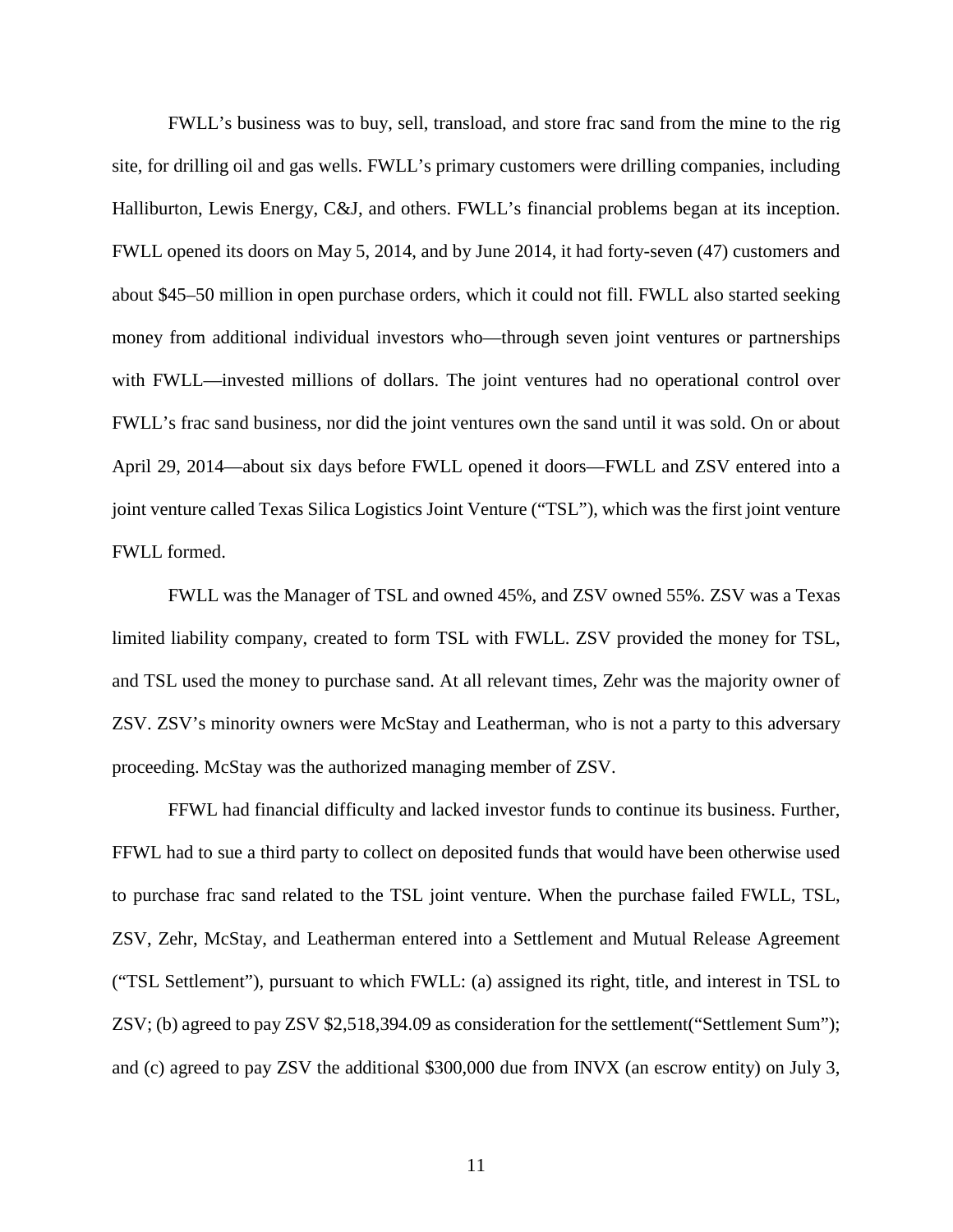FWLL's business was to buy, sell, transload, and store frac sand from the mine to the rig site, for drilling oil and gas wells. FWLL's primary customers were drilling companies, including Halliburton, Lewis Energy, C&J, and others. FWLL's financial problems began at its inception. FWLL opened its doors on May 5, 2014, and by June 2014, it had forty-seven (47) customers and about $45–50 million in open purchase orders, which it could not fill. FWLL also started seeking money from additional individual investors who—through seven joint ventures or partnerships with FWLL—invested millions of dollars. The joint ventures had no operational control over FWLL's frac sand business, nor did the joint ventures own the sand until it was sold. On or about April 29, 2014—about six days before FWLL opened it doors—FWLL and ZSV entered into a joint venture called Texas Silica Logistics Joint Venture ("TSL"), which was the first joint venture FWLL formed.

FWLL was the Manager of TSL and owned 45%, and ZSV owned 55%. ZSV was a Texas limited liability company, created to form TSL with FWLL. ZSV provided the money for TSL, and TSL used the money to purchase sand. At all relevant times, Zehr was the majority owner of ZSV. ZSV's minority owners were McStay and Leatherman, who is not a party to this adversary proceeding. McStay was the authorized managing member of ZSV.

FFWL had financial difficulty and lacked investor funds to continue its business. Further, FFWL had to sue a third party to collect on deposited funds that would have been otherwise used to purchase frac sand related to the TSL joint venture. When the purchase failed FWLL, TSL, ZSV, Zehr, McStay, and Leatherman entered into a Settlement and Mutual Release Agreement ("TSL Settlement"), pursuant to which FWLL: (a) assigned its right, title, and interest in TSL to ZSV; (b) agreed to pay ZSV $2,518,394.09 as consideration for the settlement("Settlement Sum"); and (c) agreed to pay ZSV the additional $300,000 due from INVX (an escrow entity) on July 3,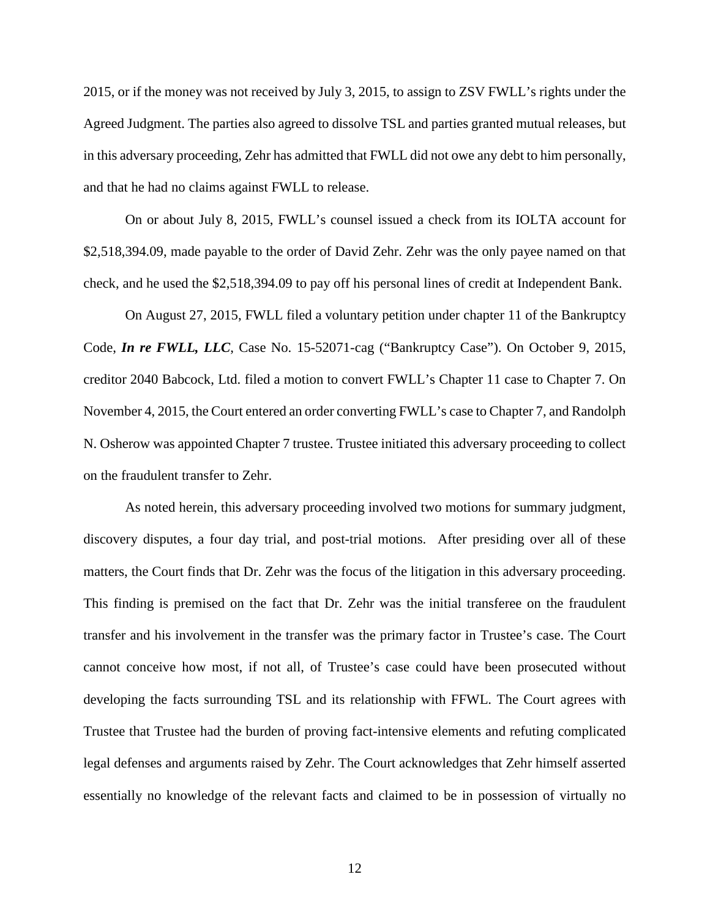2015, or if the money was not received by July 3, 2015, to assign to ZSV FWLL's rights under the Agreed Judgment. The parties also agreed to dissolve TSL and parties granted mutual releases, but in this adversary proceeding, Zehr has admitted that FWLL did not owe any debt to him personally, and that he had no claims against FWLL to release.

On or about July 8, 2015, FWLL's counsel issued a check from its IOLTA account for $2,518,394.09, made payable to the order of David Zehr. Zehr was the only payee named on that check, and he used the $2,518,394.09 to pay off his personal lines of credit at Independent Bank.

On August 27, 2015, FWLL filed a voluntary petition under chapter 11 of the Bankruptcy Code, ***In re FWLL, LLC***, Case No. 15-52071-cag ("Bankruptcy Case"). On October 9, 2015, creditor 2040 Babcock, Ltd. filed a motion to convert FWLL's Chapter 11 case to Chapter 7. On November 4, 2015, the Court entered an order converting FWLL's case to Chapter 7, and Randolph N. Osherow was appointed Chapter 7 trustee. Trustee initiated this adversary proceeding to collect on the fraudulent transfer to Zehr.

As noted herein, this adversary proceeding involved two motions for summary judgment, discovery disputes, a four day trial, and post-trial motions. After presiding over all of these matters, the Court finds that Dr. Zehr was the focus of the litigation in this adversary proceeding. This finding is premised on the fact that Dr. Zehr was the initial transferee on the fraudulent transfer and his involvement in the transfer was the primary factor in Trustee's case. The Court cannot conceive how most, if not all, of Trustee's case could have been prosecuted without developing the facts surrounding TSL and its relationship with FFWL. The Court agrees with Trustee that Trustee had the burden of proving fact-intensive elements and refuting complicated legal defenses and arguments raised by Zehr. The Court acknowledges that Zehr himself asserted essentially no knowledge of the relevant facts and claimed to be in possession of virtually no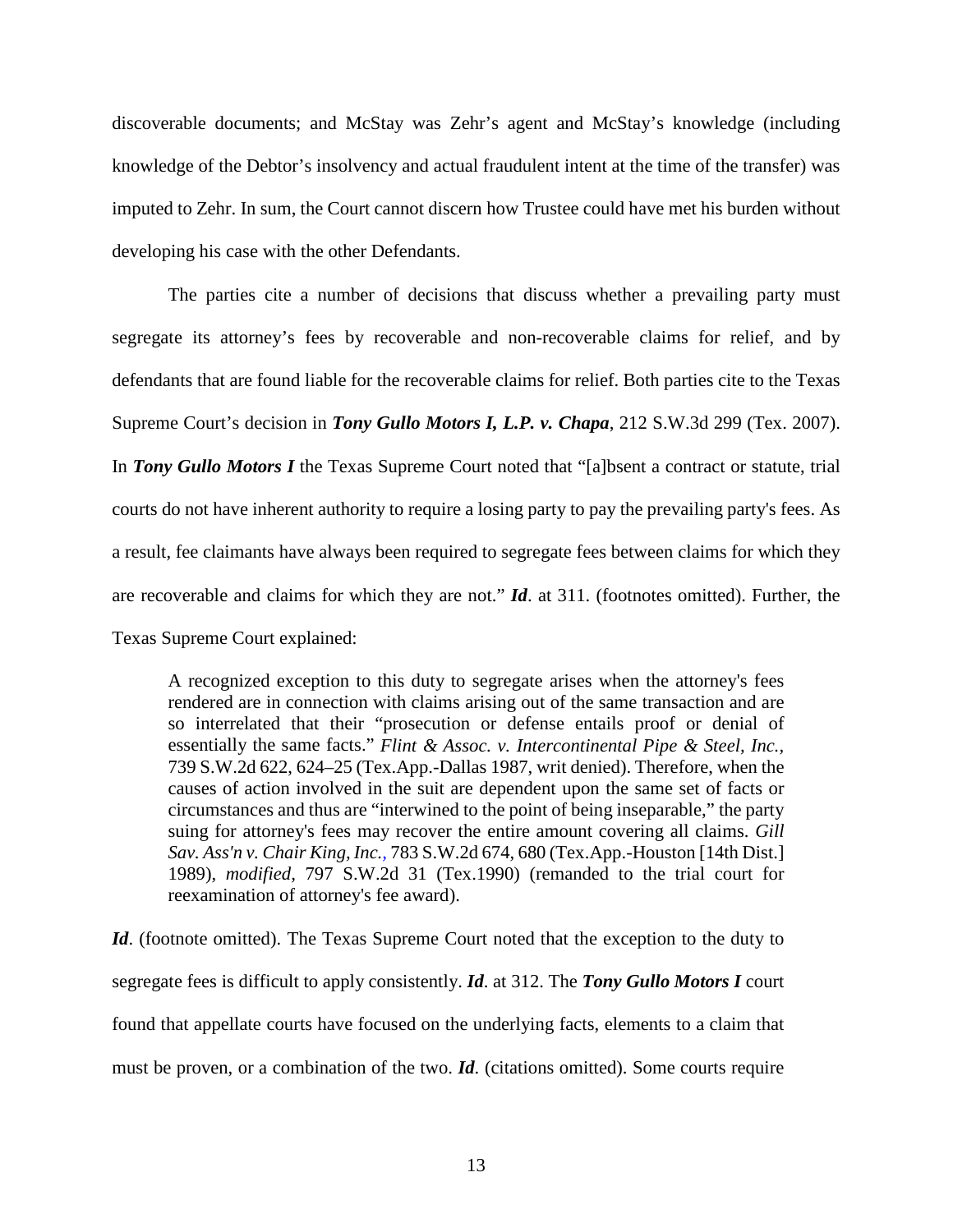discoverable documents; and McStay was Zehr's agent and McStay's knowledge (including knowledge of the Debtor's insolvency and actual fraudulent intent at the time of the transfer) was imputed to Zehr. In sum, the Court cannot discern how Trustee could have met his burden without developing his case with the other Defendants.

The parties cite a number of decisions that discuss whether a prevailing party must segregate its attorney's fees by recoverable and non-recoverable claims for relief, and by defendants that are found liable for the recoverable claims for relief. Both parties cite to the Texas Supreme Court's decision in ***Tony Gullo Motors I, L.P. v. Chapa***, 212 S.W.3d 299 (Tex. 2007). In ***Tony Gullo Motors I*** the Texas Supreme Court noted that "[a]bsent a contract or statute, trial courts do not have inherent authority to require a losing party to pay the prevailing party's fees. As a result, fee claimants have always been required to segregate fees between claims for which they are recoverable and claims for which they are not." ***Id***. at 311. (footnotes omitted). Further, the Texas Supreme Court explained:

> A recognized exception to this duty to segregate arises when the attorney's fees rendered are in connection with claims arising out of the same transaction and are so interrelated that their "prosecution or defense entails proof or denial of essentially the same facts." *Flint & Assoc. v. Intercontinental Pipe & Steel, Inc.*, 739 S.W.2d 622, 624–25 (Tex.App.-Dallas 1987, writ denied). Therefore, when the causes of action involved in the suit are dependent upon the same set of facts or circumstances and thus are "interwined to the point of being inseparable," the party suing for attorney's fees may recover the entire amount covering all claims. *Gill Sav. Ass'n v. Chair King, Inc.*, 783 S.W.2d 674, 680 (Tex.App.-Houston [14th Dist.] 1989), *modified*, 797 S.W.2d 31 (Tex.1990) (remanded to the trial court for reexamination of attorney's fee award).

***Id***. (footnote omitted). The Texas Supreme Court noted that the exception to the duty to segregate fees is difficult to apply consistently. ***Id***. at 312. The ***Tony Gullo Motors I*** court found that appellate courts have focused on the underlying facts, elements to a claim that must be proven, or a combination of the two. ***Id***. (citations omitted). Some courts require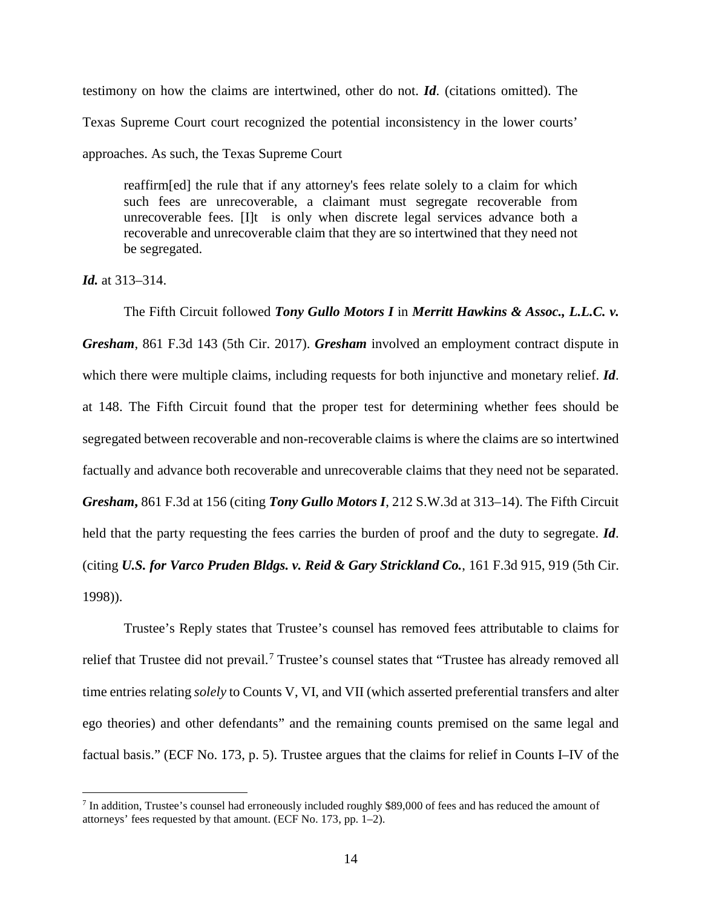testimony on how the claims are intertwined, other do not. ***Id***. (citations omitted). The Texas Supreme Court court recognized the potential inconsistency in the lower courts' approaches. As such, the Texas Supreme Court

> reaffirm[ed] the rule that if any attorney's fees relate solely to a claim for which such fees are unrecoverable, a claimant must segregate recoverable from unrecoverable fees. [I]t is only when discrete legal services advance both a recoverable and unrecoverable claim that they are so intertwined that they need not be segregated.

***Id.*** at 313–314.

The Fifth Circuit followed ***Tony Gullo Motors I*** in ***Merritt Hawkins & Assoc., L.L.C. v. Gresham***, 861 F.3d 143 (5th Cir. 2017). ***Gresham*** involved an employment contract dispute in which there were multiple claims, including requests for both injunctive and monetary relief. ***Id***. at 148. The Fifth Circuit found that the proper test for determining whether fees should be segregated between recoverable and non-recoverable claims is where the claims are so intertwined factually and advance both recoverable and unrecoverable claims that they need not be separated. ***Gresham***, 861 F.3d at 156 (citing ***Tony Gullo Motors I***, 212 S.W.3d at 313–14). The Fifth Circuit held that the party requesting the fees carries the burden of proof and the duty to segregate. ***Id***. (citing ***U.S. for Varco Pruden Bldgs. v. Reid & Gary Strickland Co.***, 161 F.3d 915, 919 (5th Cir. 1998)).

Trustee's Reply states that Trustee's counsel has removed fees attributable to claims for relief that Trustee did not prevail.[7] Trustee's counsel states that "Trustee has already removed all time entries relating *solely* to Counts V, VI, and VII (which asserted preferential transfers and alter ego theories) and other defendants" and the remaining counts premised on the same legal and factual basis." (ECF No. 173, p. 5). Trustee argues that the claims for relief in Counts I–IV of the

[7] In addition, Trustee's counsel had erroneously included roughly $89,000 of fees and has reduced the amount of attorneys' fees requested by that amount. (ECF No. 173, pp. 1–2).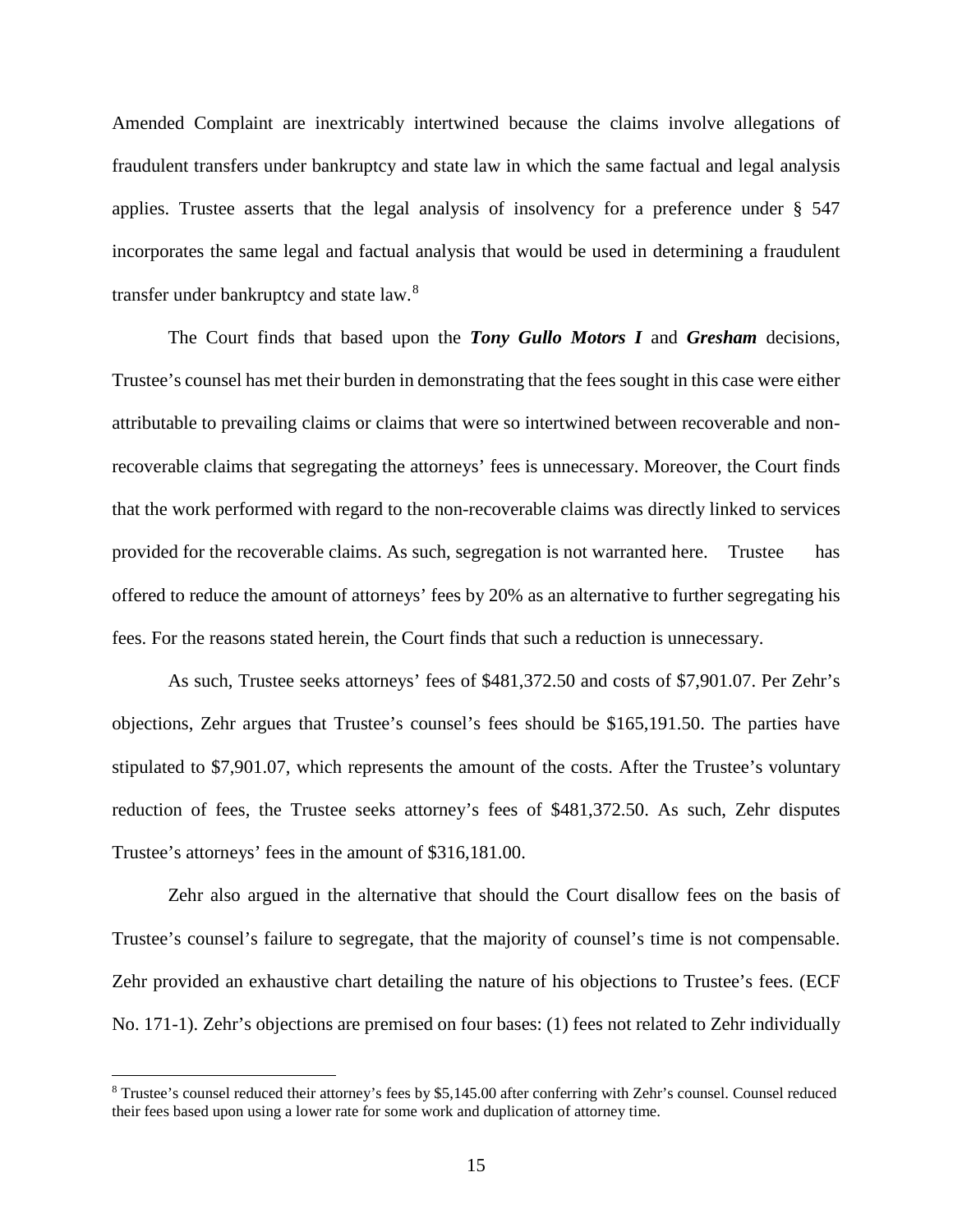Amended Complaint are inextricably intertwined because the claims involve allegations of fraudulent transfers under bankruptcy and state law in which the same factual and legal analysis applies. Trustee asserts that the legal analysis of insolvency for a preference under § 547 incorporates the same legal and factual analysis that would be used in determining a fraudulent transfer under bankruptcy and state law.[8]

The Court finds that based upon the ***Tony Gullo Motors I*** and ***Gresham*** decisions, Trustee's counsel has met their burden in demonstrating that the fees sought in this case were either attributable to prevailing claims or claims that were so intertwined between recoverable and non-recoverable claims that segregating the attorneys' fees is unnecessary. Moreover, the Court finds that the work performed with regard to the non-recoverable claims was directly linked to services provided for the recoverable claims. As such, segregation is not warranted here. Trustee has offered to reduce the amount of attorneys' fees by 20% as an alternative to further segregating his fees. For the reasons stated herein, the Court finds that such a reduction is unnecessary.

As such, Trustee seeks attorneys' fees of $481,372.50 and costs of $7,901.07. Per Zehr's objections, Zehr argues that Trustee's counsel's fees should be $165,191.50. The parties have stipulated to $7,901.07, which represents the amount of the costs. After the Trustee's voluntary reduction of fees, the Trustee seeks attorney's fees of $481,372.50. As such, Zehr disputes Trustee's attorneys' fees in the amount of $316,181.00.

Zehr also argued in the alternative that should the Court disallow fees on the basis of Trustee's counsel's failure to segregate, that the majority of counsel's time is not compensable. Zehr provided an exhaustive chart detailing the nature of his objections to Trustee's fees. (ECF No. 171-1). Zehr's objections are premised on four bases: (1) fees not related to Zehr individually

---

[8] Trustee's counsel reduced their attorney's fees by $5,145.00 after conferring with Zehr's counsel. Counsel reduced their fees based upon using a lower rate for some work and duplication of attorney time.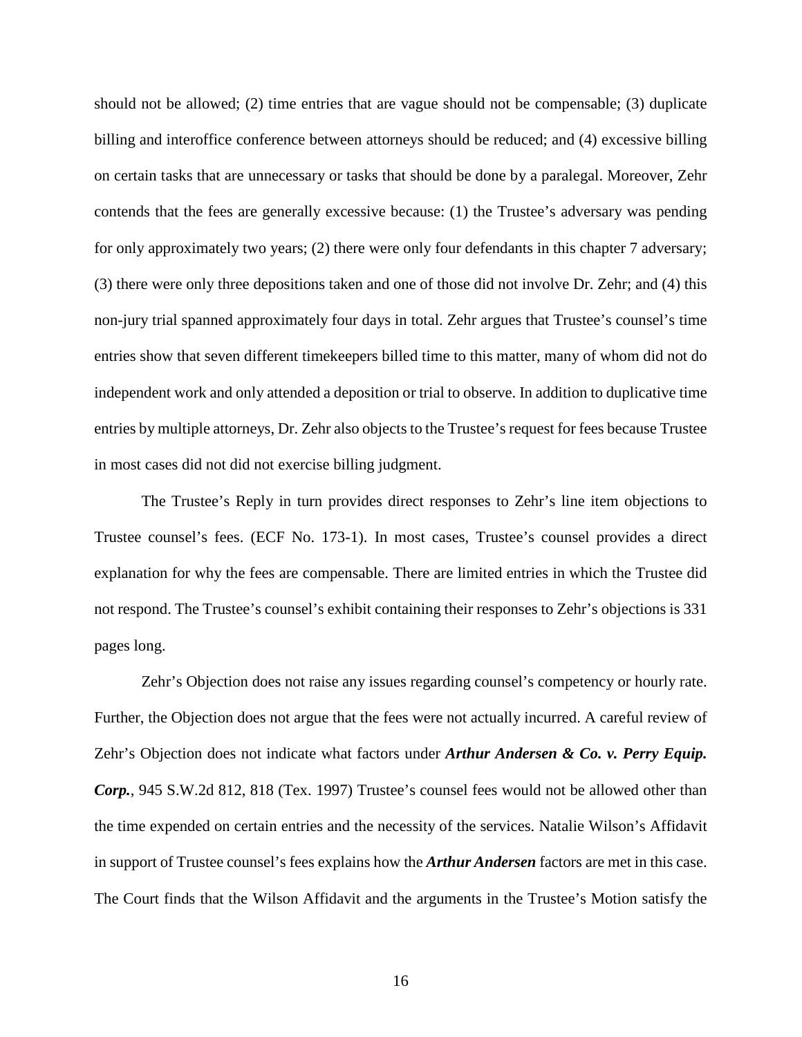should not be allowed; (2) time entries that are vague should not be compensable; (3) duplicate billing and interoffice conference between attorneys should be reduced; and (4) excessive billing on certain tasks that are unnecessary or tasks that should be done by a paralegal. Moreover, Zehr contends that the fees are generally excessive because: (1) the Trustee's adversary was pending for only approximately two years; (2) there were only four defendants in this chapter 7 adversary; (3) there were only three depositions taken and one of those did not involve Dr. Zehr; and (4) this non-jury trial spanned approximately four days in total. Zehr argues that Trustee's counsel's time entries show that seven different timekeepers billed time to this matter, many of whom did not do independent work and only attended a deposition or trial to observe. In addition to duplicative time entries by multiple attorneys, Dr. Zehr also objects to the Trustee's request for fees because Trustee in most cases did not did not exercise billing judgment.

The Trustee's Reply in turn provides direct responses to Zehr's line item objections to Trustee counsel's fees. (ECF No. 173-1). In most cases, Trustee's counsel provides a direct explanation for why the fees are compensable. There are limited entries in which the Trustee did not respond. The Trustee's counsel's exhibit containing their responses to Zehr's objections is 331 pages long.

Zehr's Objection does not raise any issues regarding counsel's competency or hourly rate. Further, the Objection does not argue that the fees were not actually incurred. A careful review of Zehr's Objection does not indicate what factors under ***Arthur Andersen & Co. v. Perry Equip. Corp.***, 945 S.W.2d 812, 818 (Tex. 1997) Trustee's counsel fees would not be allowed other than the time expended on certain entries and the necessity of the services. Natalie Wilson's Affidavit in support of Trustee counsel's fees explains how the ***Arthur Andersen*** factors are met in this case. The Court finds that the Wilson Affidavit and the arguments in the Trustee's Motion satisfy the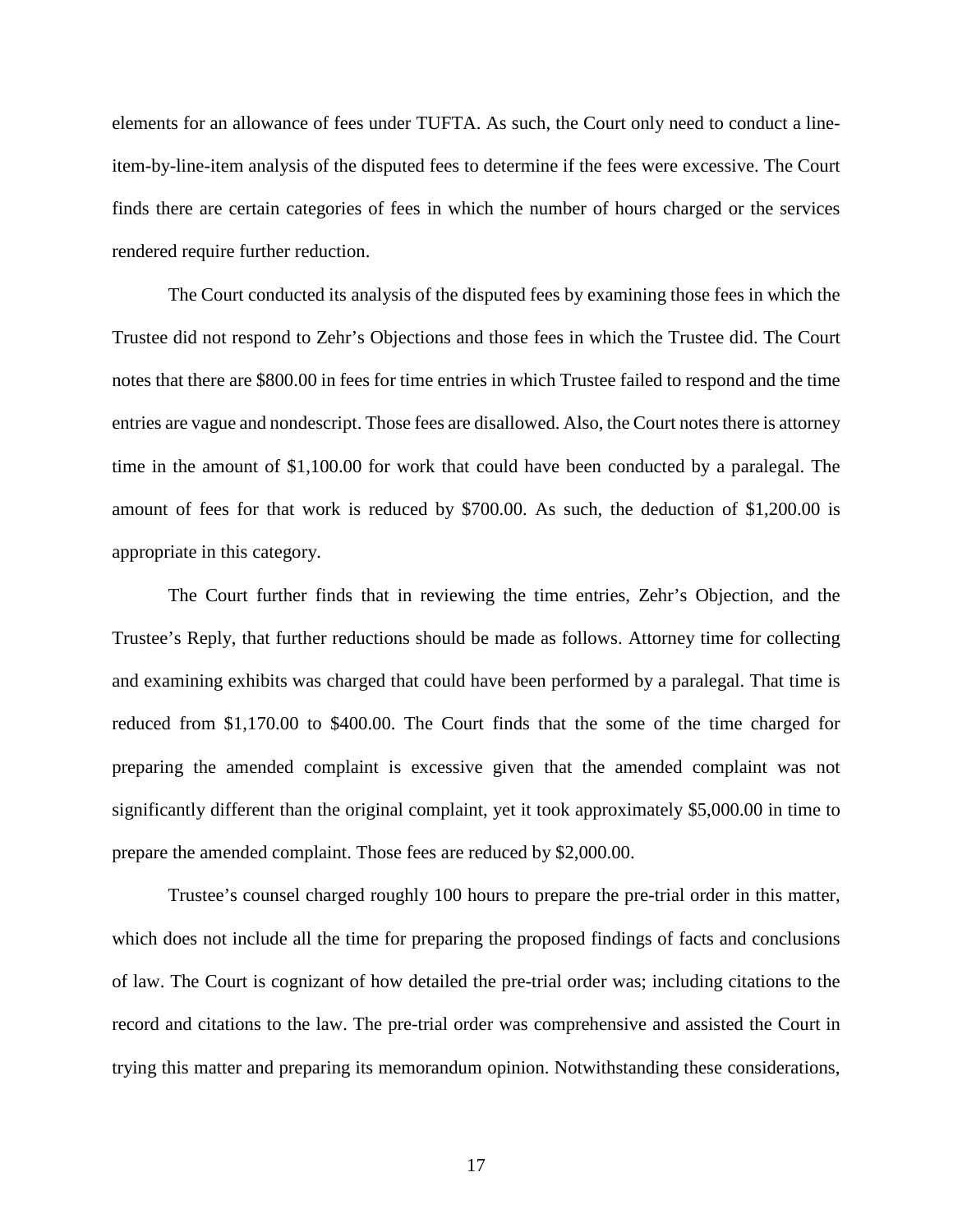elements for an allowance of fees under TUFTA. As such, the Court only need to conduct a line-item-by-line-item analysis of the disputed fees to determine if the fees were excessive. The Court finds there are certain categories of fees in which the number of hours charged or the services rendered require further reduction.

The Court conducted its analysis of the disputed fees by examining those fees in which the Trustee did not respond to Zehr's Objections and those fees in which the Trustee did. The Court notes that there are $800.00 in fees for time entries in which Trustee failed to respond and the time entries are vague and nondescript. Those fees are disallowed. Also, the Court notes there is attorney time in the amount of $1,100.00 for work that could have been conducted by a paralegal. The amount of fees for that work is reduced by $700.00. As such, the deduction of $1,200.00 is appropriate in this category.

The Court further finds that in reviewing the time entries, Zehr's Objection, and the Trustee's Reply, that further reductions should be made as follows. Attorney time for collecting and examining exhibits was charged that could have been performed by a paralegal. That time is reduced from $1,170.00 to $400.00. The Court finds that the some of the time charged for preparing the amended complaint is excessive given that the amended complaint was not significantly different than the original complaint, yet it took approximately $5,000.00 in time to prepare the amended complaint. Those fees are reduced by $2,000.00.

Trustee's counsel charged roughly 100 hours to prepare the pre-trial order in this matter, which does not include all the time for preparing the proposed findings of facts and conclusions of law. The Court is cognizant of how detailed the pre-trial order was; including citations to the record and citations to the law. The pre-trial order was comprehensive and assisted the Court in trying this matter and preparing its memorandum opinion. Notwithstanding these considerations,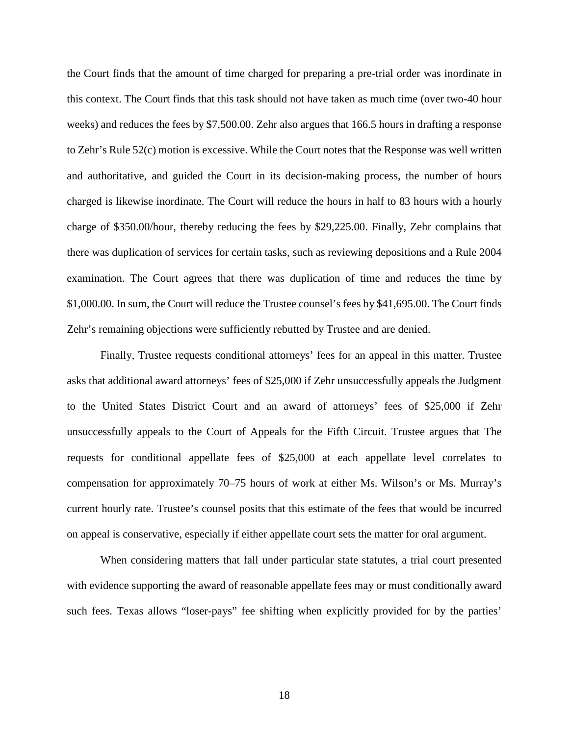the Court finds that the amount of time charged for preparing a pre-trial order was inordinate in this context. The Court finds that this task should not have taken as much time (over two-40 hour weeks) and reduces the fees by $7,500.00. Zehr also argues that 166.5 hours in drafting a response to Zehr's Rule 52(c) motion is excessive. While the Court notes that the Response was well written and authoritative, and guided the Court in its decision-making process, the number of hours charged is likewise inordinate. The Court will reduce the hours in half to 83 hours with a hourly charge of $350.00/hour, thereby reducing the fees by $29,225.00. Finally, Zehr complains that there was duplication of services for certain tasks, such as reviewing depositions and a Rule 2004 examination. The Court agrees that there was duplication of time and reduces the time by $1,000.00. In sum, the Court will reduce the Trustee counsel's fees by $41,695.00. The Court finds Zehr's remaining objections were sufficiently rebutted by Trustee and are denied.

Finally, Trustee requests conditional attorneys' fees for an appeal in this matter. Trustee asks that additional award attorneys' fees of $25,000 if Zehr unsuccessfully appeals the Judgment to the United States District Court and an award of attorneys' fees of $25,000 if Zehr unsuccessfully appeals to the Court of Appeals for the Fifth Circuit. Trustee argues that The requests for conditional appellate fees of $25,000 at each appellate level correlates to compensation for approximately 70–75 hours of work at either Ms. Wilson's or Ms. Murray's current hourly rate. Trustee's counsel posits that this estimate of the fees that would be incurred on appeal is conservative, especially if either appellate court sets the matter for oral argument.

When considering matters that fall under particular state statutes, a trial court presented with evidence supporting the award of reasonable appellate fees may or must conditionally award such fees. Texas allows "loser-pays" fee shifting when explicitly provided for by the parties'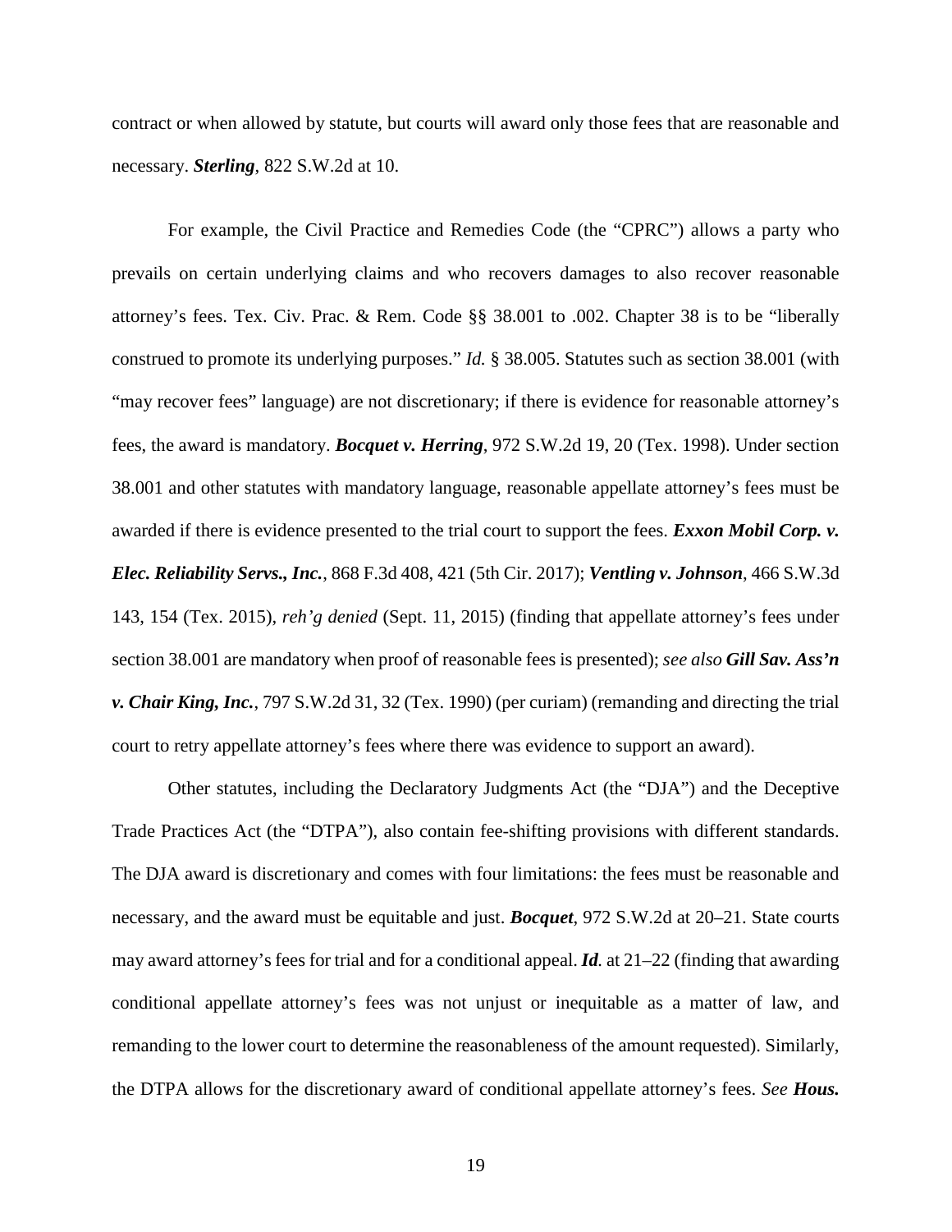contract or when allowed by statute, but courts will award only those fees that are reasonable and necessary. ***Sterling***, 822 S.W.2d at 10.

For example, the Civil Practice and Remedies Code (the "CPRC") allows a party who prevails on certain underlying claims and who recovers damages to also recover reasonable attorney's fees. Tex. Civ. Prac. & Rem. Code §§ 38.001 to .002. Chapter 38 is to be "liberally construed to promote its underlying purposes." *Id.* § 38.005. Statutes such as section 38.001 (with "may recover fees" language) are not discretionary; if there is evidence for reasonable attorney's fees, the award is mandatory. ***Bocquet v. Herring***, 972 S.W.2d 19, 20 (Tex. 1998). Under section 38.001 and other statutes with mandatory language, reasonable appellate attorney's fees must be awarded if there is evidence presented to the trial court to support the fees. ***Exxon Mobil Corp. v. Elec. Reliability Servs., Inc.***, 868 F.3d 408, 421 (5th Cir. 2017); ***Ventling v. Johnson***, 466 S.W.3d 143, 154 (Tex. 2015), *reh'g denied* (Sept. 11, 2015) (finding that appellate attorney's fees under section 38.001 are mandatory when proof of reasonable fees is presented); *see also* ***Gill Sav. Ass'n v. Chair King, Inc.***, 797 S.W.2d 31, 32 (Tex. 1990) (per curiam) (remanding and directing the trial court to retry appellate attorney's fees where there was evidence to support an award).

Other statutes, including the Declaratory Judgments Act (the "DJA") and the Deceptive Trade Practices Act (the "DTPA"), also contain fee-shifting provisions with different standards. The DJA award is discretionary and comes with four limitations: the fees must be reasonable and necessary, and the award must be equitable and just. ***Bocquet***, 972 S.W.2d at 20–21. State courts may award attorney's fees for trial and for a conditional appeal. ***Id.*** at 21–22 (finding that awarding conditional appellate attorney's fees was not unjust or inequitable as a matter of law, and remanding to the lower court to determine the reasonableness of the amount requested). Similarly, the DTPA allows for the discretionary award of conditional appellate attorney's fees. *See* ***Hous.***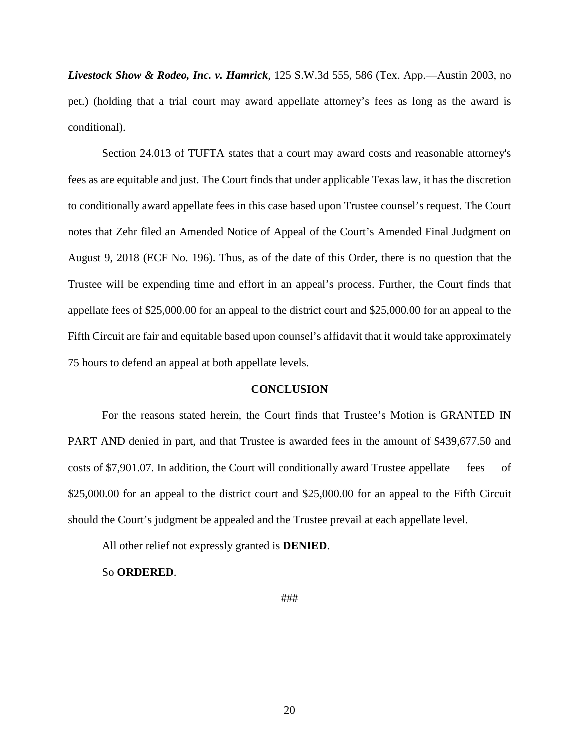***Livestock Show & Rodeo, Inc. v. Hamrick***, 125 S.W.3d 555, 586 (Tex. App.—Austin 2003, no pet.) (holding that a trial court may award appellate attorney's fees as long as the award is conditional).

Section 24.013 of TUFTA states that a court may award costs and reasonable attorney's fees as are equitable and just. The Court finds that under applicable Texas law, it has the discretion to conditionally award appellate fees in this case based upon Trustee counsel's request. The Court notes that Zehr filed an Amended Notice of Appeal of the Court's Amended Final Judgment on August 9, 2018 (ECF No. 196). Thus, as of the date of this Order, there is no question that the Trustee will be expending time and effort in an appeal's process. Further, the Court finds that appellate fees of $25,000.00 for an appeal to the district court and $25,000.00 for an appeal to the Fifth Circuit are fair and equitable based upon counsel's affidavit that it would take approximately 75 hours to defend an appeal at both appellate levels.

**CONCLUSION**

For the reasons stated herein, the Court finds that Trustee's Motion is GRANTED IN PART AND denied in part, and that Trustee is awarded fees in the amount of $439,677.50 and costs of $7,901.07. In addition, the Court will conditionally award Trustee appellate fees of $25,000.00 for an appeal to the district court and $25,000.00 for an appeal to the Fifth Circuit should the Court's judgment be appealed and the Trustee prevail at each appellate level.

All other relief not expressly granted is **DENIED**.

So **ORDERED**.

###